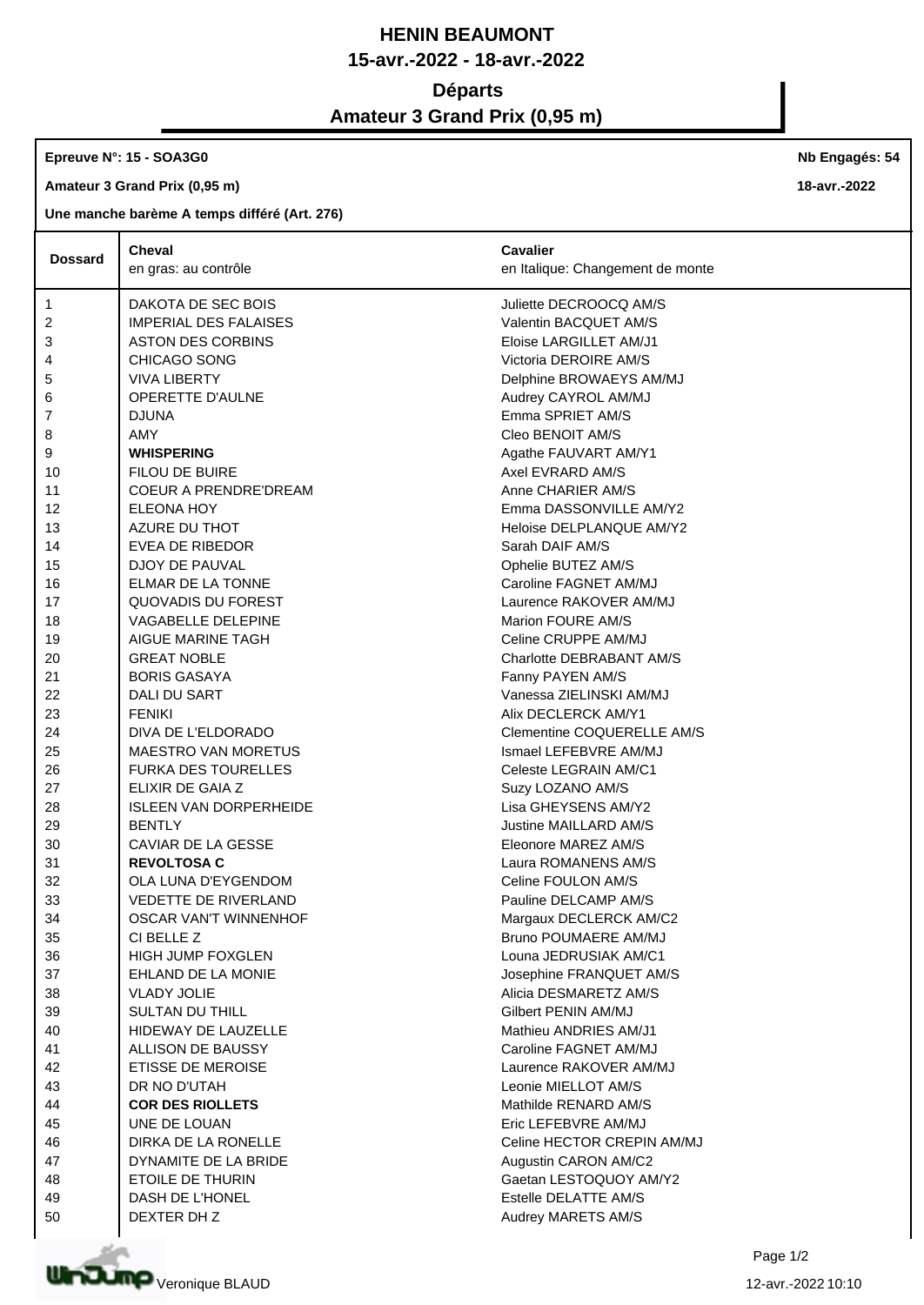# HENIN BEAUMONT

## 15-avr.-2022 - 18-avr.-2022

## Départs

## Amateur 3 Grand Prix (0,95 m)

**Epreuve N°: 15 - SOA3G0** **Nb Engagés: 54**

**Amateur 3 Grand Prix (0,95 m)** **18-avr.-2022**

**Une manche barème A temps différé (Art. 276)**

| Dossard | **Cheval**<br>en gras: au contrôle | **Cavalier**<br>en Italique: Changement de monte |
|---|---|---|
| 1 | DAKOTA DE SEC BOIS | Juliette DECROOCQ AM/S |
| 2 | IMPERIAL DES FALAISES | Valentin BACQUET AM/S |
| 3 | ASTON DES CORBINS | Eloise LARGILLET AM/J1 |
| 4 | CHICAGO SONG | Victoria DEROIRE AM/S |
| 5 | VIVA LIBERTY | Delphine BROWAEYS AM/MJ |
| 6 | OPERETTE D'AULNE | Audrey CAYROL AM/MJ |
| 7 | DJUNA | Emma SPRIET AM/S |
| 8 | AMY | Cleo BENOIT AM/S |
| 9 | **WHISPERING** | Agathe FAUVART AM/Y1 |
| 10 | FILOU DE BUIRE | Axel EVRARD AM/S |
| 11 | COEUR A PRENDRE'DREAM | Anne CHARIER AM/S |
| 12 | ELEONA HOY | Emma DASSONVILLE AM/Y2 |
| 13 | AZURE DU THOT | Heloise DELPLANQUE AM/Y2 |
| 14 | EVEA DE RIBEDOR | Sarah DAIF AM/S |
| 15 | DJOY DE PAUVAL | Ophelie BUTEZ AM/S |
| 16 | ELMAR DE LA TONNE | Caroline FAGNET AM/MJ |
| 17 | QUOVADIS DU FOREST | Laurence RAKOVER AM/MJ |
| 18 | VAGABELLE DELEPINE | Marion FOURE AM/S |
| 19 | AIGUE MARINE TAGH | Celine CRUPPE AM/MJ |
| 20 | GREAT NOBLE | Charlotte DEBRABANT AM/S |
| 21 | BORIS GASAYA | Fanny PAYEN AM/S |
| 22 | DALI DU SART | Vanessa ZIELINSKI AM/MJ |
| 23 | FENIKI | Alix DECLERCK AM/Y1 |
| 24 | DIVA DE L'ELDORADO | Clementine COQUERELLE AM/S |
| 25 | MAESTRO VAN MORETUS | Ismael LEFEBVRE AM/MJ |
| 26 | FURKA DES TOURELLES | Celeste LEGRAIN AM/C1 |
| 27 | ELIXIR DE GAIA Z | Suzy LOZANO AM/S |
| 28 | ISLEEN VAN DORPERHEIDE | Lisa GHEYSENS AM/Y2 |
| 29 | BENTLY | Justine MAILLARD AM/S |
| 30 | CAVIAR DE LA GESSE | Eleonore MAREZ AM/S |
| 31 | **REVOLTOSA C** | Laura ROMANENS AM/S |
| 32 | OLA LUNA D'EYGENDOM | Celine FOULON AM/S |
| 33 | VEDETTE DE RIVERLAND | Pauline DELCAMP AM/S |
| 34 | OSCAR VAN'T WINNENHOF | Margaux DECLERCK AM/C2 |
| 35 | CI BELLE Z | Bruno POUMAERE AM/MJ |
| 36 | HIGH JUMP FOXGLEN | Louna JEDRUSIAK AM/C1 |
| 37 | EHLAND DE LA MONIE | Josephine FRANQUET AM/S |
| 38 | VLADY JOLIE | Alicia DESMARETZ AM/S |
| 39 | SULTAN DU THILL | Gilbert PENIN AM/MJ |
| 40 | HIDEWAY DE LAUZELLE | Mathieu ANDRIES AM/J1 |
| 41 | ALLISON DE BAUSSY | Caroline FAGNET AM/MJ |
| 42 | ETISSE DE MEROISE | Laurence RAKOVER AM/MJ |
| 43 | DR NO D'UTAH | Leonie MIELLOT AM/S |
| 44 | **COR DES RIOLLETS** | Mathilde RENARD AM/S |
| 45 | UNE DE LOUAN | Eric LEFEBVRE AM/MJ |
| 46 | DIRKA DE LA RONELLE | Celine HECTOR CREPIN AM/MJ |
| 47 | DYNAMITE DE LA BRIDE | Augustin CARON AM/C2 |
| 48 | ETOILE DE THURIN | Gaetan LESTOQUOY AM/Y2 |
| 49 | DASH DE L'HONEL | Estelle DELATTE AM/S |
| 50 | DEXTER DH Z | Audrey MARETS AM/S |

Veronique BLAUD

12-avr.-2022 10:10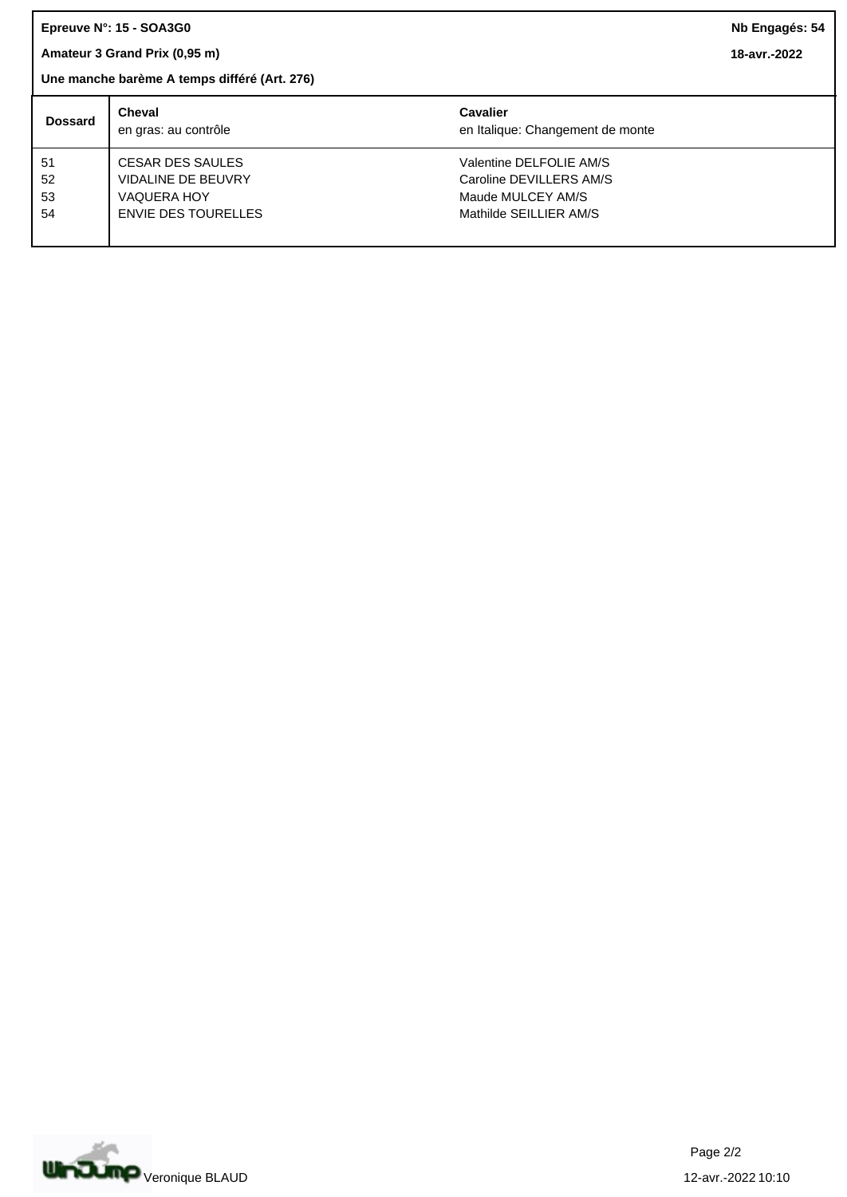**Epreuve N°: 15 - SOA3G0** **Nb Engagés: 54**

**Amateur 3 Grand Prix (0,95 m)** **18-avr.-2022**

**Une manche barème A temps différé (Art. 276)**

| Dossard | **Cheval**<br>en gras: au contrôle | **Cavalier**<br>en Italique: Changement de monte |
|---|---|---|
| 51 | CESAR DES SAULES | Valentine DELFOLIE AM/S |
| 52 | VIDALINE DE BEUVRY | Caroline DEVILLERS AM/S |
| 53 | VAQUERA HOY | Maude MULCEY AM/S |
| 54 | ENVIE DES TOURELLES | Mathilde SEILLIER AM/S |

Veronique BLAUD

12-avr.-2022 10:10